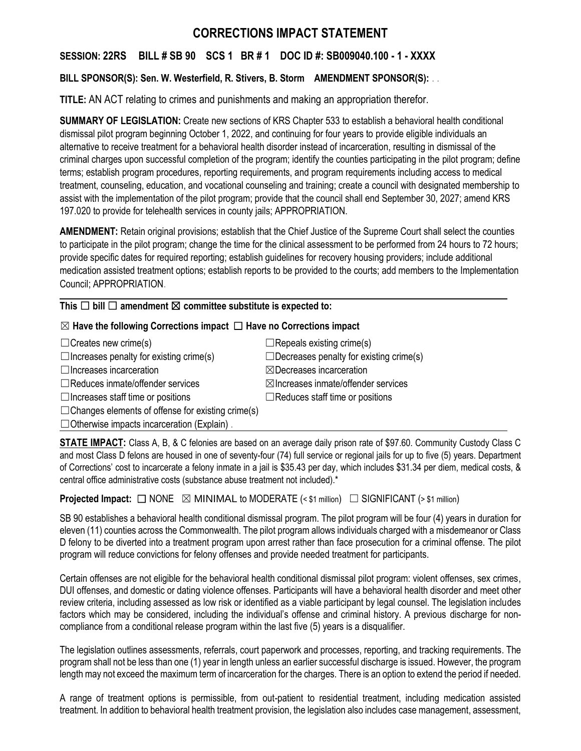# CORRECTIONS IMPACT STATEMENT

**SESSION: 22RS BILL # SB 90 SCS 1 BR # 1 DOC ID #: SB009040.100 - 1 - XXXX**

**BILL SPONSOR(S): Sen. W. Westerfield, R. Stivers, B. Storm AMENDMENT SPONSOR(S):** . .

**TITLE:** AN ACT relating to crimes and punishments and making an appropriation therefor.

**SUMMARY OF LEGISLATION:** Create new sections of KRS Chapter 533 to establish a behavioral health conditional dismissal pilot program beginning October 1, 2022, and continuing for four years to provide eligible individuals an alternative to receive treatment for a behavioral health disorder instead of incarceration, resulting in dismissal of the criminal charges upon successful completion of the program; identify the counties participating in the pilot program; define terms; establish program procedures, reporting requirements, and program requirements including access to medical treatment, counseling, education, and vocational counseling and training; create a council with designated membership to assist with the implementation of the pilot program; provide that the council shall end September 30, 2027; amend KRS 197.020 to provide for telehealth services in county jails; APPROPRIATION.

**AMENDMENT:** Retain original provisions; establish that the Chief Justice of the Supreme Court shall select the counties to participate in the pilot program; change the time for the clinical assessment to be performed from 24 hours to 72 hours; provide specific dates for required reporting; establish guidelines for recovery housing providers; include additional medication assisted treatment options; establish reports to be provided to the courts; add members to the Implementation Council; APPROPRIATION.

**This ☐ bill ☐ amendment ☒ committee substitute is expected to:**

**☒ Have the following Corrections impact ☐ Have no Corrections impact**

- ☐ Creates new crime(s)
- ☐ Increases penalty for existing crime(s)
- ☐ Increases incarceration
- ☐ Reduces inmate/offender services
- ☐ Increases staff time or positions
- ☐ Changes elements of offense for existing crime(s)
- ☐ Otherwise impacts incarceration (Explain) .
- ☐ Repeals existing crime(s)
- ☐ Decreases penalty for existing crime(s)
- ☒ Decreases incarceration
- ☒ Increases inmate/offender services
- ☐ Reduces staff time or positions

**STATE IMPACT:** Class A, B, & C felonies are based on an average daily prison rate of $97.60. Community Custody Class C and most Class D felons are housed in one of seventy-four (74) full service or regional jails for up to five (5) years. Department of Corrections' cost to incarcerate a felony inmate in a jail is $35.43 per day, which includes $31.34 per diem, medical costs, & central office administrative costs (substance abuse treatment not included).*

**Projected Impact:** ☐ NONE ☒ MINIMAL to MODERATE (< $1 million) ☐ SIGNIFICANT (> $1 million)

SB 90 establishes a behavioral health conditional dismissal program. The pilot program will be four (4) years in duration for eleven (11) counties across the Commonwealth. The pilot program allows individuals charged with a misdemeanor or Class D felony to be diverted into a treatment program upon arrest rather than face prosecution for a criminal offense. The pilot program will reduce convictions for felony offenses and provide needed treatment for participants.

Certain offenses are not eligible for the behavioral health conditional dismissal pilot program: violent offenses, sex crimes, DUI offenses, and domestic or dating violence offenses. Participants will have a behavioral health disorder and meet other review criteria, including assessed as low risk or identified as a viable participant by legal counsel. The legislation includes factors which may be considered, including the individual's offense and criminal history. A previous discharge for non-compliance from a conditional release program within the last five (5) years is a disqualifier.

The legislation outlines assessments, referrals, court paperwork and processes, reporting, and tracking requirements. The program shall not be less than one (1) year in length unless an earlier successful discharge is issued. However, the program length may not exceed the maximum term of incarceration for the charges. There is an option to extend the period if needed.

A range of treatment options is permissible, from out-patient to residential treatment, including medication assisted treatment. In addition to behavioral health treatment provision, the legislation also includes case management, assessment,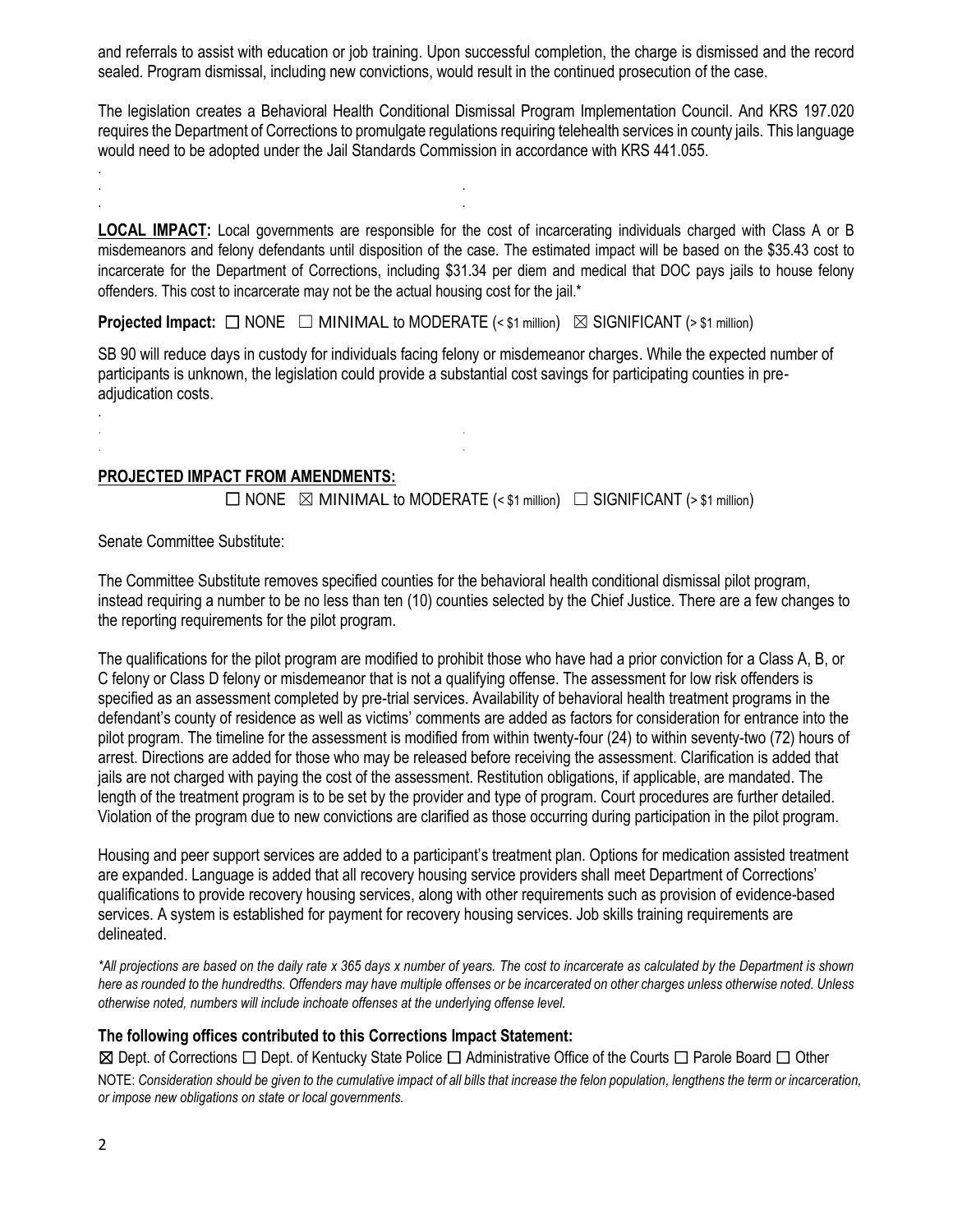and referrals to assist with education or job training. Upon successful completion, the charge is dismissed and the record sealed. Program dismissal, including new convictions, would result in the continued prosecution of the case.

The legislation creates a Behavioral Health Conditional Dismissal Program Implementation Council. And KRS 197.020 requires the Department of Corrections to promulgate regulations requiring telehealth services in county jails. This language would need to be adopted under the Jail Standards Commission in accordance with KRS 441.055.

**LOCAL IMPACT:** Local governments are responsible for the cost of incarcerating individuals charged with Class A or B misdemeanors and felony defendants until disposition of the case. The estimated impact will be based on the $35.43 cost to incarcerate for the Department of Corrections, including $31.34 per diem and medical that DOC pays jails to house felony offenders. This cost to incarcerate may not be the actual housing cost for the jail.*

**Projected Impact:** ☐ NONE ☐ MINIMAL to MODERATE (< $1 million) ☒ SIGNIFICANT (> $1 million)

SB 90 will reduce days in custody for individuals facing felony or misdemeanor charges. While the expected number of participants is unknown, the legislation could provide a substantial cost savings for participating counties in pre-adjudication costs.

**PROJECTED IMPACT FROM AMENDMENTS:**

☐ NONE ☒ MINIMAL to MODERATE (< $1 million) ☐ SIGNIFICANT (> $1 million)

Senate Committee Substitute:

The Committee Substitute removes specified counties for the behavioral health conditional dismissal pilot program, instead requiring a number to be no less than ten (10) counties selected by the Chief Justice. There are a few changes to the reporting requirements for the pilot program.

The qualifications for the pilot program are modified to prohibit those who have had a prior conviction for a Class A, B, or C felony or Class D felony or misdemeanor that is not a qualifying offense. The assessment for low risk offenders is specified as an assessment completed by pre-trial services. Availability of behavioral health treatment programs in the defendant's county of residence as well as victims' comments are added as factors for consideration for entrance into the pilot program. The timeline for the assessment is modified from within twenty-four (24) to within seventy-two (72) hours of arrest. Directions are added for those who may be released before receiving the assessment. Clarification is added that jails are not charged with paying the cost of the assessment. Restitution obligations, if applicable, are mandated. The length of the treatment program is to be set by the provider and type of program. Court procedures are further detailed. Violation of the program due to new convictions are clarified as those occurring during participation in the pilot program.

Housing and peer support services are added to a participant's treatment plan. Options for medication assisted treatment are expanded. Language is added that all recovery housing service providers shall meet Department of Corrections' qualifications to provide recovery housing services, along with other requirements such as provision of evidence-based services. A system is established for payment for recovery housing services. Job skills training requirements are delineated.

*\*All projections are based on the daily rate x 365 days x number of years. The cost to incarcerate as calculated by the Department is shown here as rounded to the hundredths. Offenders may have multiple offenses or be incarcerated on other charges unless otherwise noted. Unless otherwise noted, numbers will include inchoate offenses at the underlying offense level.*

**The following offices contributed to this Corrections Impact Statement:**

☒ Dept. of Corrections ☐ Dept. of Kentucky State Police ☐ Administrative Office of the Courts ☐ Parole Board ☐ Other

NOTE: *Consideration should be given to the cumulative impact of all bills that increase the felon population, lengthens the term or incarceration, or impose new obligations on state or local governments.*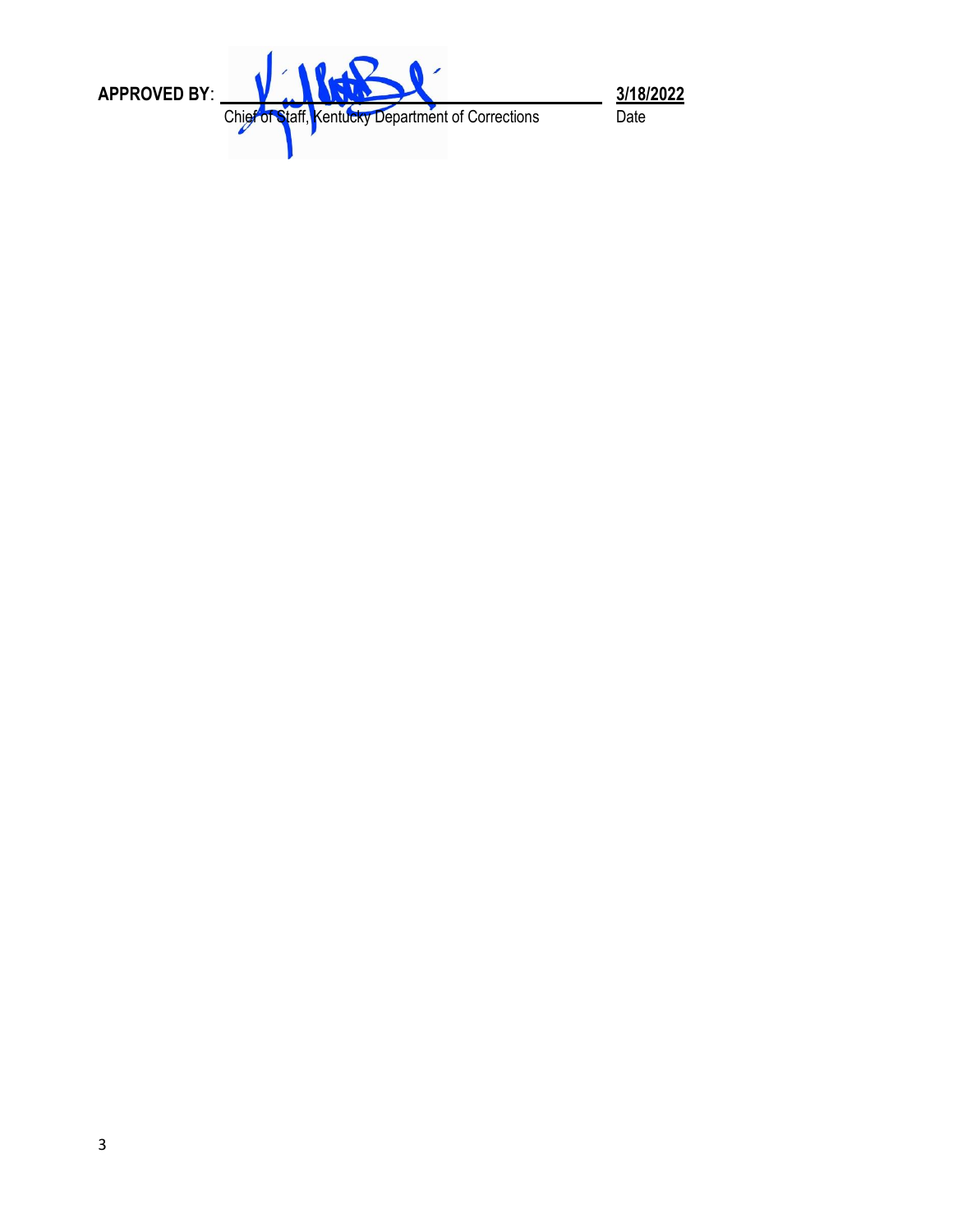**APPROVED BY**: ______________________________ **3/18/2022**

Chief of Staff, Kentucky Department of Corrections Date